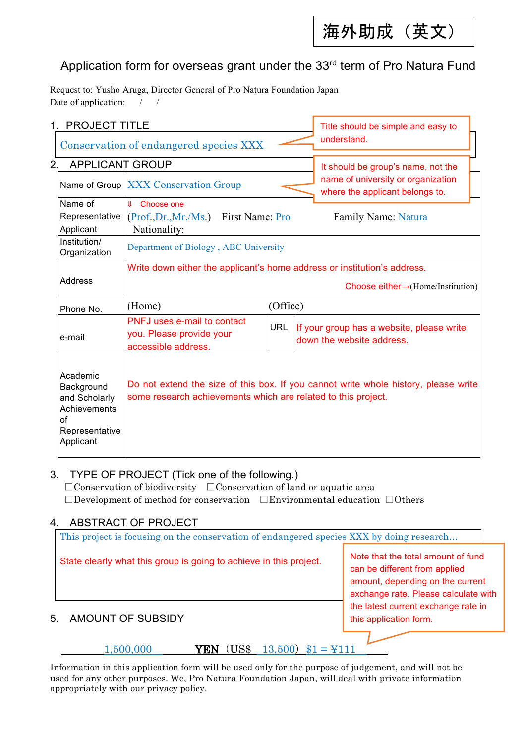海外助成（英文）

# Application form for overseas grant under the 33rd term of Pro Natura Fund

Request to: Yusho Aruga, Director General of Pro Natura Foundation Japan
Date of application:　 /　 /

## 1. PROJECT TITLE

Conservation of endangered species XXX

Title should be simple and easy to understand.

## 2. APPLICANT GROUP

It should be group's name, not the name of university or organization where the applicant belongs to.

| | | | |
|---|---|---|---|
| Name of Group | XXX Conservation Group | | |
| Name of Representative Applicant | ⇓ Choose one<br>(Prof.,~~Dr.,Mr./Ms.~~) First Name: Pro　Family Name: Natura<br>Nationality: | | |
| Institution/ Organization | Department of Biology , ABC University | | |
| Address | Write down either the applicant's home address or institution's address.<br>Choose either→(Home/Institution) | | |
| Phone No. | (Home)　(Office) | | |
| e-mail | PNFJ uses e-mail to contact you. Please provide your accessible address. | URL | If your group has a website, please write down the website address. |
| Academic Background and Scholarly Achievements of Representative Applicant | Do not extend the size of this box. If you cannot write whole history, please write some research achievements which are related to this project. | | |

## 3. TYPE OF PROJECT (Tick one of the following.)

☐Conservation of biodiversity　☐Conservation of land or aquatic area
☐Development of method for conservation　☐Environmental education　☐Others

## 4. ABSTRACT OF PROJECT

This project is focusing on the conservation of endangered species XXX by doing research…

State clearly what this group is going to achieve in this project.

## 5. AMOUNT OF SUBSIDY

Note that the total amount of fund can be different from applied amount, depending on the current exchange rate. Please calculate with the latest current exchange rate in this application form.

1,500,000 **YEN** (US$ 13,500) $1 = ¥111

Information in this application form will be used only for the purpose of judgement, and will not be used for any other purposes. We, Pro Natura Foundation Japan, will deal with private information appropriately with our privacy policy.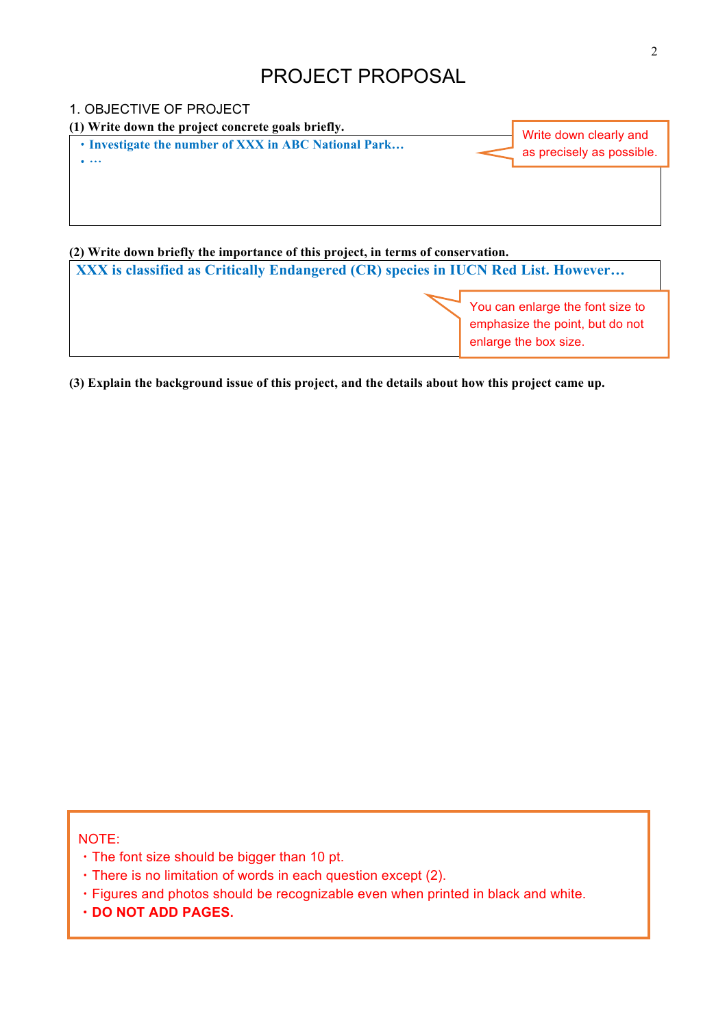# PROJECT PROPOSAL

## 1. OBJECTIVE OF PROJECT

**(1) Write down the project concrete goals briefly.**

- **Investigate the number of XXX in ABC National Park…**
- **…**

Write down clearly and as precisely as possible.

**(2) Write down briefly the importance of this project, in terms of conservation.**

**XXX is classified as Critically Endangered (CR) species in IUCN Red List. However…**

You can enlarge the font size to emphasize the point, but do not enlarge the box size.

**(3) Explain the background issue of this project, and the details about how this project came up.**

NOTE:

- The font size should be bigger than 10 pt.
- There is no limitation of words in each question except (2).
- Figures and photos should be recognizable even when printed in black and white.
- **DO NOT ADD PAGES.**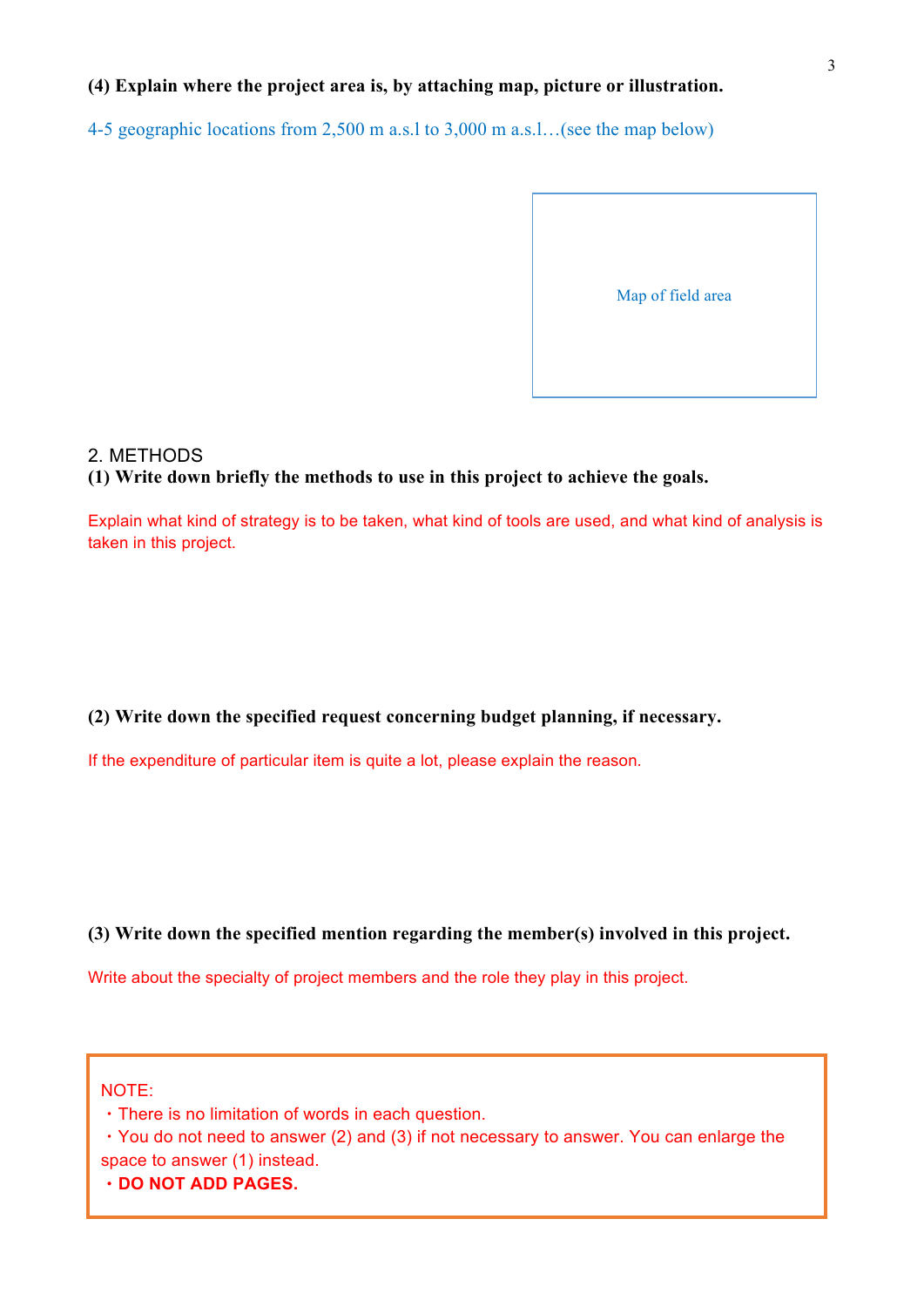**(4) Explain where the project area is, by attaching map, picture or illustration.**

4-5 geographic locations from 2,500 m a.s.l to 3,000 m a.s.l…(see the map below)

Map of field area

## 2. METHODS

**(1) Write down briefly the methods to use in this project to achieve the goals.**

Explain what kind of strategy is to be taken, what kind of tools are used, and what kind of analysis is taken in this project.

**(2) Write down the specified request concerning budget planning, if necessary.**

If the expenditure of particular item is quite a lot, please explain the reason.

**(3) Write down the specified mention regarding the member(s) involved in this project.**

Write about the specialty of project members and the role they play in this project.

NOTE:

・There is no limitation of words in each question.

・You do not need to answer (2) and (3) if not necessary to answer. You can enlarge the space to answer (1) instead.

・**DO NOT ADD PAGES.**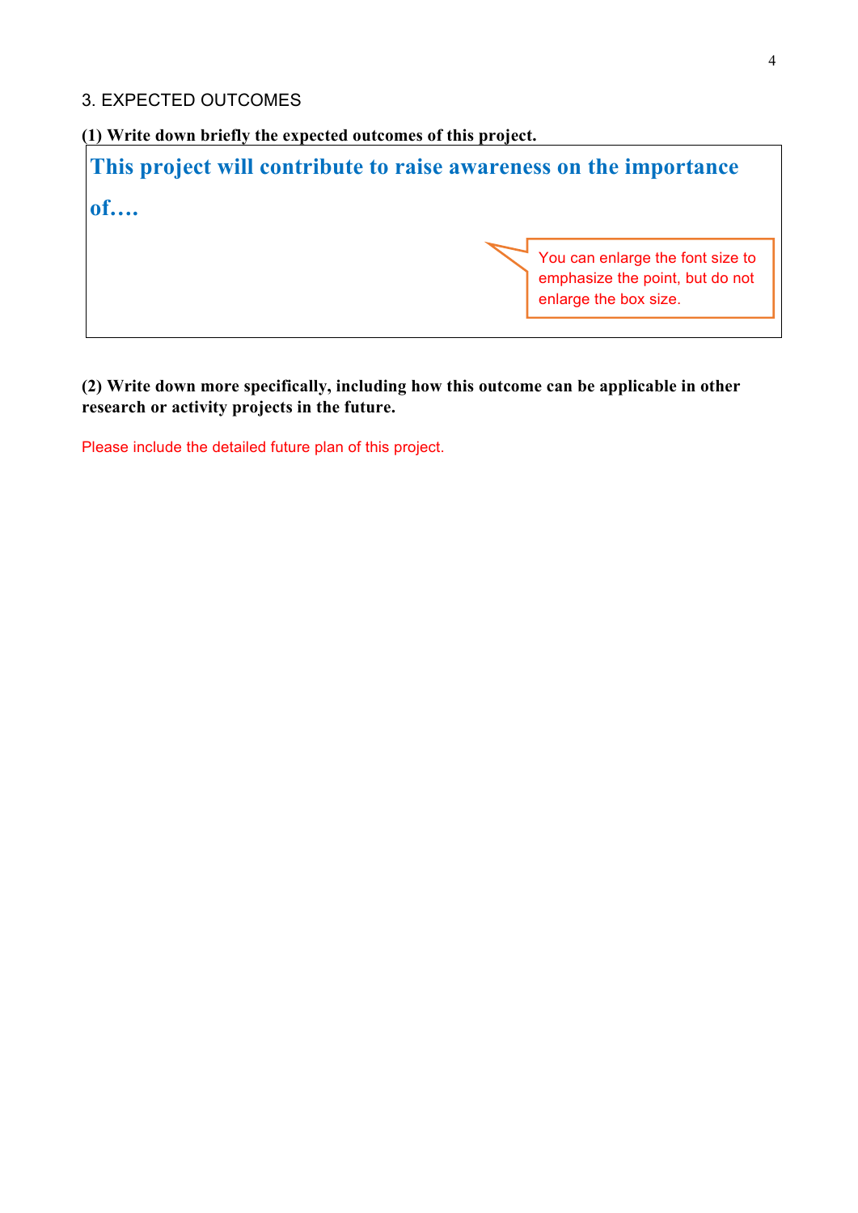## 3. EXPECTED OUTCOMES

**(1) Write down briefly the expected outcomes of this project.**

**This project will contribute to raise awareness on the importance of….**

You can enlarge the font size to emphasize the point, but do not enlarge the box size.

**(2) Write down more specifically, including how this outcome can be applicable in other research or activity projects in the future.**

Please include the detailed future plan of this project.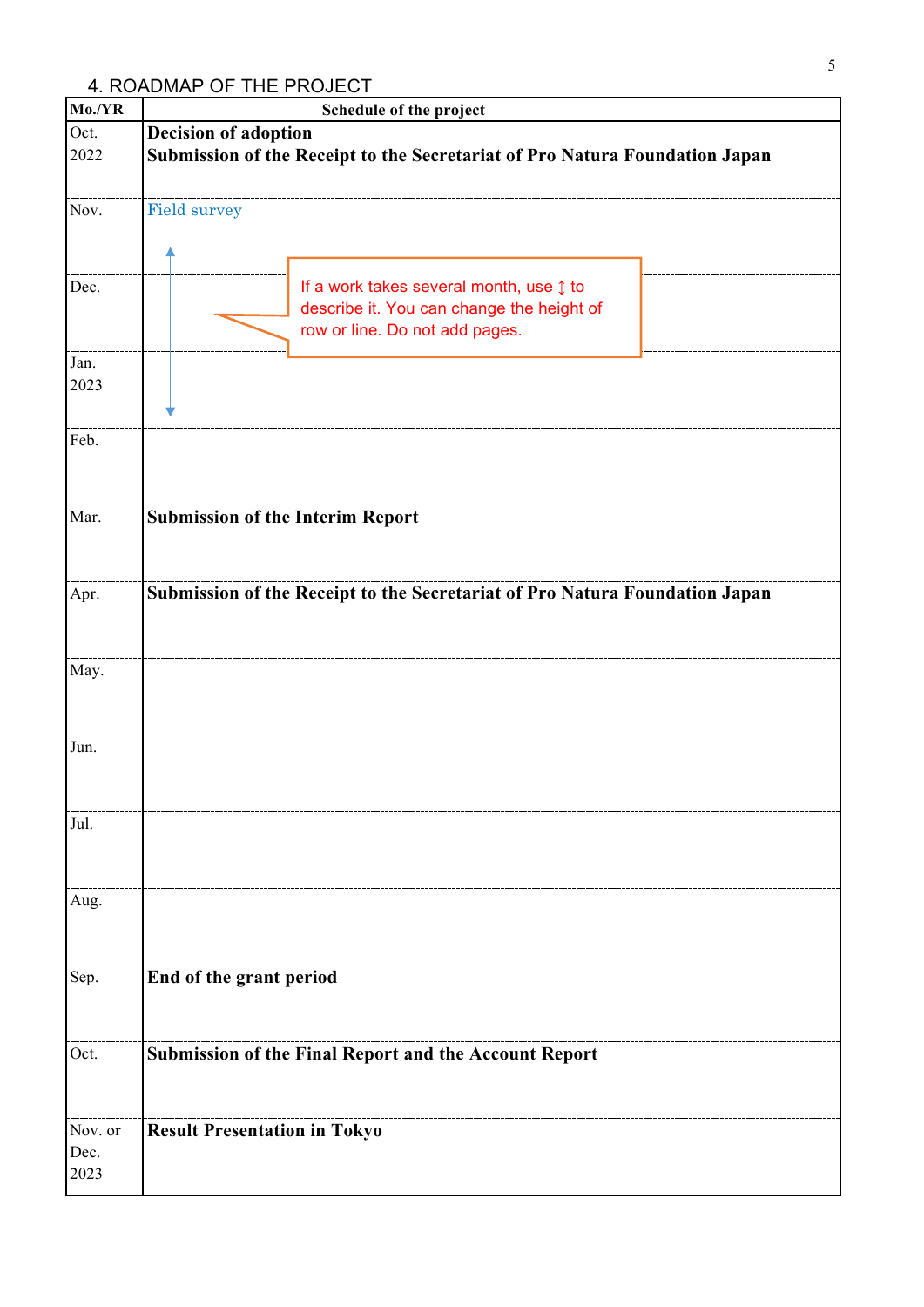## 4. ROADMAP OF THE PROJECT

| Mo./YR | Schedule of the project |
|---|---|
| Oct. 2022 | **Decision of adoption** **Submission of the Receipt to the Secretariat of Pro Natura Foundation Japan** |
| Nov. | Field survey |
| Dec. | If a work takes several month, use ↕ to describe it. You can change the height of row or line. Do not add pages. |
| Jan. 2023 | |
| Feb. | |
| Mar. | **Submission of the Interim Report** |
| Apr. | **Submission of the Receipt to the Secretariat of Pro Natura Foundation Japan** |
| May. | |
| Jun. | |
| Jul. | |
| Aug. | |
| Sep. | **End of the grant period** |
| Oct. | **Submission of the Final Report and the Account Report** |
| Nov. or Dec. 2023 | **Result Presentation in Tokyo** |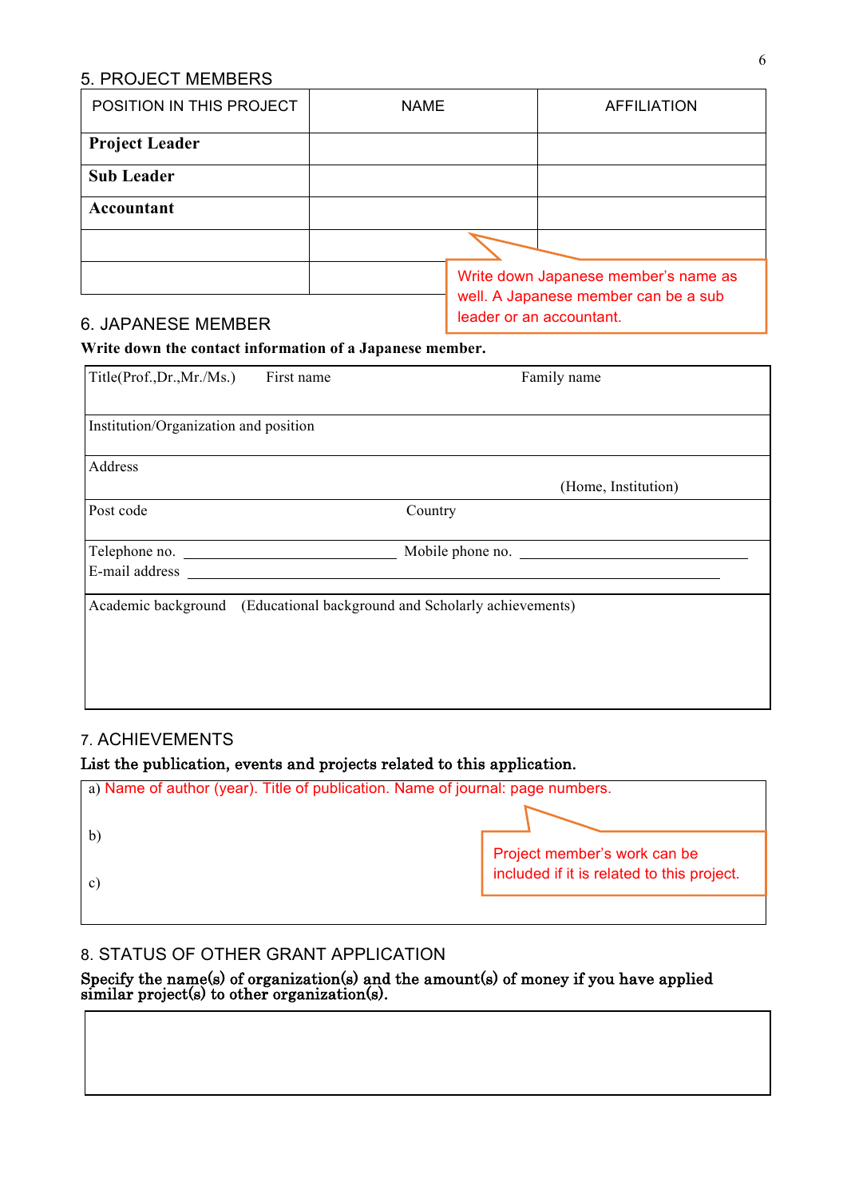## 5. PROJECT MEMBERS

| POSITION IN THIS PROJECT | NAME | AFFILIATION |
|---|---|---|
| **Project Leader** | | |
| **Sub Leader** | | |
| **Accountant** | | |
| | | |
| | | |

Write down Japanese member's name as well. A Japanese member can be a sub leader or an accountant.

## 6. JAPANESE MEMBER

**Write down the contact information of a Japanese member.**

| Title(Prof.,Dr.,Mr./Ms.) First name | Family name |
|---|---|
| Institution/Organization and position | |
| Address (Home, Institution) | |
| Post code | Country |
| Telephone no. \_\_\_\_\_\_\_\_\_\_ E-mail address \_\_\_\_\_\_\_\_\_\_ | Mobile phone no. \_\_\_\_\_\_\_\_\_\_ |
| Academic background (Educational background and Scholarly achievements) | |

## 7. ACHIEVEMENTS

**List the publication, events and projects related to this application.**

a) Name of author (year). Title of publication. Name of journal: page numbers.

b)

c)

Project member's work can be included if it is related to this project.

## 8. STATUS OF OTHER GRANT APPLICATION

**Specify the name(s) of organization(s) and the amount(s) of money if you have applied similar project(s) to other organization(s).**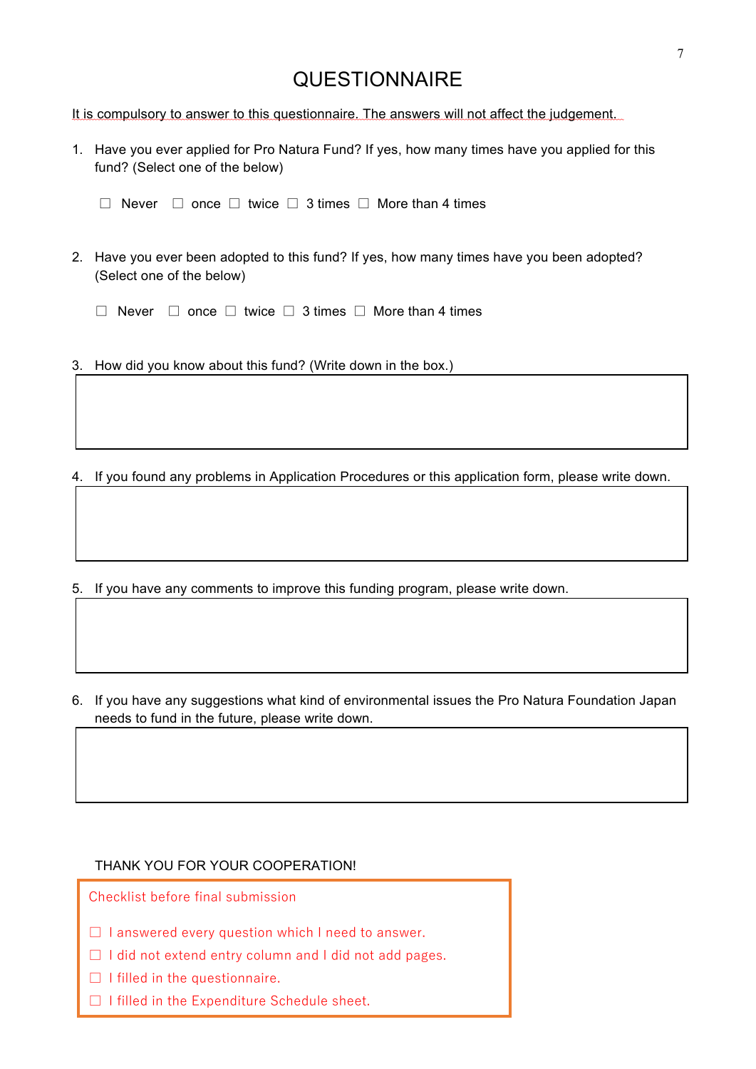# QUESTIONNAIRE

It is compulsory to answer to this questionnaire. The answers will not affect the judgement.

1. Have you ever applied for Pro Natura Fund? If yes, how many times have you applied for this fund? (Select one of the below)

   ☐ Never ☐ once ☐ twice ☐ 3 times ☐ More than 4 times

2. Have you ever been adopted to this fund? If yes, how many times have you been adopted? (Select one of the below)

   ☐ Never ☐ once ☐ twice ☐ 3 times ☐ More than 4 times

3. How did you know about this fund? (Write down in the box.)

| |
|---|
| |

4. If you found any problems in Application Procedures or this application form, please write down.

| |
|---|
| |

5. If you have any comments to improve this funding program, please write down.

| |
|---|
| |

6. If you have any suggestions what kind of environmental issues the Pro Natura Foundation Japan needs to fund in the future, please write down.

| |
|---|
| |

THANK YOU FOR YOUR COOPERATION!

Checklist before final submission

☐ I answered every question which I need to answer.
☐ I did not extend entry column and I did not add pages.
☐ I filled in the questionnaire.
☐ I filled in the Expenditure Schedule sheet.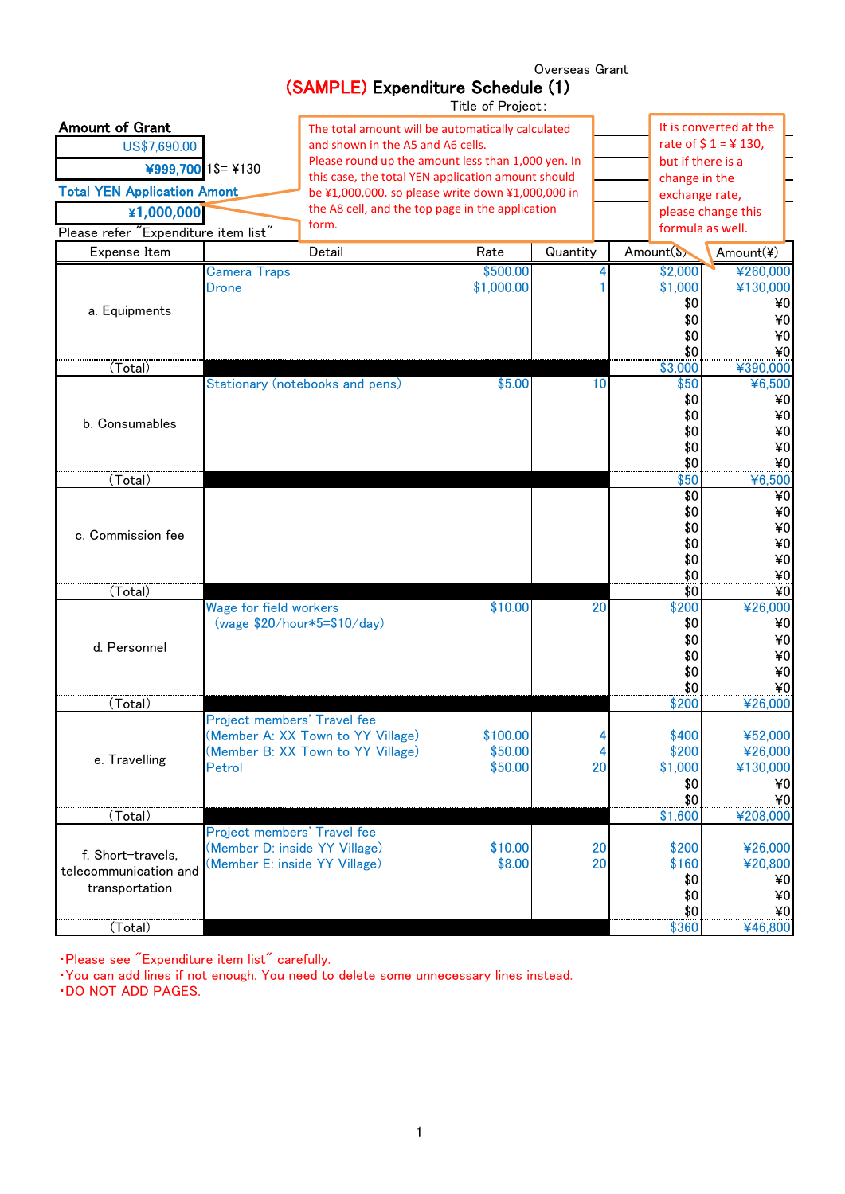Overseas Grant

# (SAMPLE) Expenditure Schedule (1)

Title of Project：

**Amount of Grant**

| |
|---|
| US$7,690.00 |
| ¥999,700 |

1$= ¥130

**Total YEN Application Amont**

| |
|---|
| ¥1,000,000 |

Please refer "Expenditure item list"

The total amount will be automatically calculated and shown in the A5 and A6 cells. Please round up the amount less than 1,000 yen. In this case, the total YEN application amount should be ¥1,000,000. so please write down ¥1,000,000 in the A8 cell, and the top page in the application form.

It is converted at the rate of $ 1 = ¥ 130, but if there is a change in the exchange rate, please change this formula as well.

| Expense Item | Detail | Rate | Quantity | Amount($) | Amount(¥) |
|---|---|---|---|---|---|
| a. Equipments | Camera Traps | $500.00 | 4 | $2,000 | ¥260,000 |
| | Drone | $1,000.00 | 1 | $1,000 | ¥130,000 |
| | | | | $0 | ¥0 |
| | | | | $0 | ¥0 |
| | | | | $0 | ¥0 |
| | | | | $0 | ¥0 |
| (Total) | | | | $3,000 | ¥390,000 |
| b. Consumables | Stationary (notebooks and pens) | $5.00 | 10 | $50 | ¥6,500 |
| | | | | $0 | ¥0 |
| | | | | $0 | ¥0 |
| | | | | $0 | ¥0 |
| | | | | $0 | ¥0 |
| | | | | $0 | ¥0 |
| (Total) | | | | $50 | ¥6,500 |
| c. Commission fee | | | | $0 | ¥0 |
| | | | | $0 | ¥0 |
| | | | | $0 | ¥0 |
| | | | | $0 | ¥0 |
| | | | | $0 | ¥0 |
| | | | | $0 | ¥0 |
| (Total) | | | | $0 | ¥0 |
| d. Personnel | Wage for field workers | $10.00 | 20 | $200 | ¥26,000 |
| | (wage $20/hour*5=$10/day) | | | $0 | ¥0 |
| | | | | $0 | ¥0 |
| | | | | $0 | ¥0 |
| | | | | $0 | ¥0 |
| | | | | $0 | ¥0 |
| (Total) | | | | $200 | ¥26,000 |
| e. Travelling | Project members' Travel fee | | | | |
| | (Member A: XX Town to YY Village) | $100.00 | 4 | $400 | ¥52,000 |
| | (Member B: XX Town to YY Village) | $50.00 | 4 | $200 | ¥26,000 |
| | Petrol | $50.00 | 20 | $1,000 | ¥130,000 |
| | | | | $0 | ¥0 |
| | | | | $0 | ¥0 |
| (Total) | | | | $1,600 | ¥208,000 |
| f. Short-travels, telecommunication and transportation | Project members' Travel fee | | | | |
| | (Member D: inside YY Village) | $10.00 | 20 | $200 | ¥26,000 |
| | (Member E: inside YY Village) | $8.00 | 20 | $160 | ¥20,800 |
| | | | | $0 | ¥0 |
| | | | | $0 | ¥0 |
| | | | | $0 | ¥0 |
| (Total) | | | | $360 | ¥46,800 |

・Please see "Expenditure item list" carefully.
・You can add lines if not enough. You need to delete some unnecessary lines instead.
・DO NOT ADD PAGES.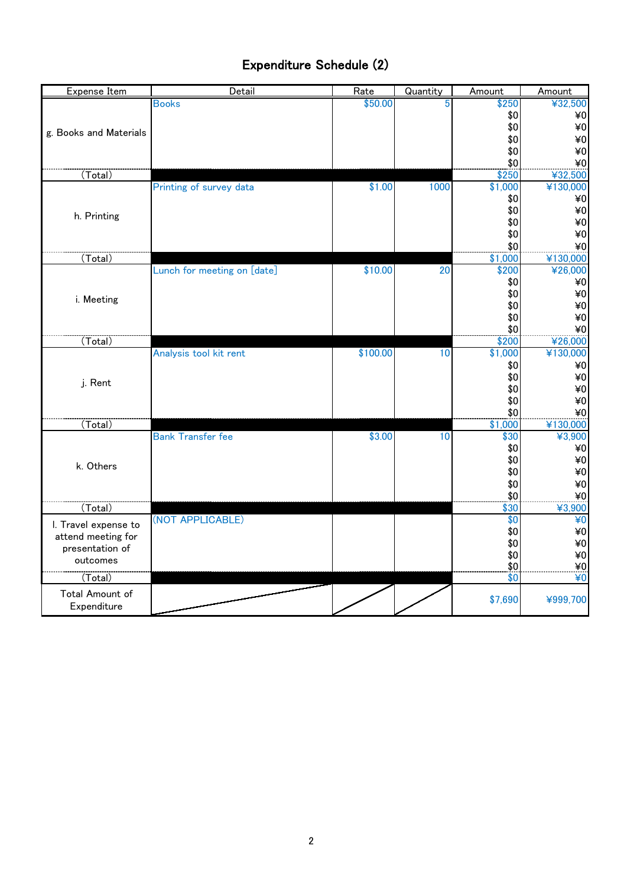# Expenditure Schedule (2)

| Expense Item | Detail | Rate | Quantity | Amount | Amount |
|---|---|---|---|---|---|
| g. Books and Materials | Books | $50.00 | 5 | $250 | ¥32,500 |
| | | | | $0 | ¥0 |
| | | | | $0 | ¥0 |
| | | | | $0 | ¥0 |
| | | | | $0 | ¥0 |
| | | | | $0 | ¥0 |
| (Total) | | | | $250 | ¥32,500 |
| h. Printing | Printing of survey data | $1.00 | 1000 | $1,000 | ¥130,000 |
| | | | | $0 | ¥0 |
| | | | | $0 | ¥0 |
| | | | | $0 | ¥0 |
| | | | | $0 | ¥0 |
| | | | | $0 | ¥0 |
| (Total) | | | | $1,000 | ¥130,000 |
| i. Meeting | Lunch for meeting on [date] | $10.00 | 20 | $200 | ¥26,000 |
| | | | | $0 | ¥0 |
| | | | | $0 | ¥0 |
| | | | | $0 | ¥0 |
| | | | | $0 | ¥0 |
| | | | | $0 | ¥0 |
| (Total) | | | | $200 | ¥26,000 |
| j. Rent | Analysis tool kit rent | $100.00 | 10 | $1,000 | ¥130,000 |
| | | | | $0 | ¥0 |
| | | | | $0 | ¥0 |
| | | | | $0 | ¥0 |
| | | | | $0 | ¥0 |
| | | | | $0 | ¥0 |
| (Total) | | | | $1,000 | ¥130,000 |
| k. Others | Bank Transfer fee | $3.00 | 10 | $30 | ¥3,900 |
| | | | | $0 | ¥0 |
| | | | | $0 | ¥0 |
| | | | | $0 | ¥0 |
| | | | | $0 | ¥0 |
| | | | | $0 | ¥0 |
| (Total) | | | | $30 | ¥3,900 |
| l. Travel expense to attend meeting for presentation of outcomes | (NOT APPLICABLE) | | | $0 | ¥0 |
| | | | | $0 | ¥0 |
| | | | | $0 | ¥0 |
| | | | | $0 | ¥0 |
| | | | | $0 | ¥0 |
| (Total) | | | | $0 | ¥0 |
| Total Amount of Expenditure | | | | $7,690 | ¥999,700 |